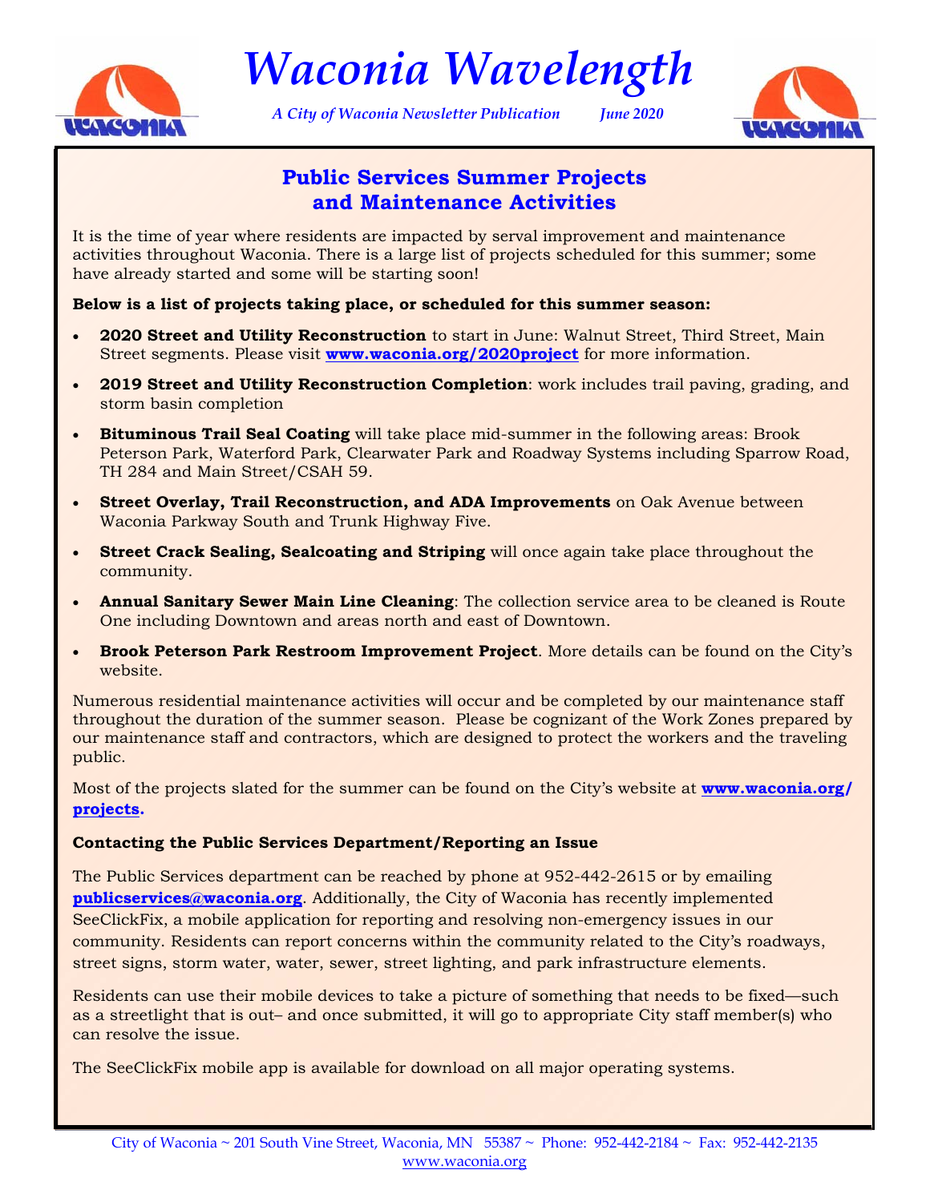# Waconia Wavelength

*A City of Waconia Newsletter Publication June 2020*

## Public Services Summer Projects and Maintenance Activities

It is the time of year where residents are impacted by serval improvement and maintenance activities throughout Waconia. There is a large list of projects scheduled for this summer; some have already started and some will be starting soon!

**Below is a list of projects taking place, or scheduled for this summer season:**

- **2020 Street and Utility Reconstruction** to start in June: Walnut Street, Third Street, Main Street segments. Please visit **www.waconia.org/2020project** for more information.
- **2019 Street and Utility Reconstruction Completion**: work includes trail paving, grading, and storm basin completion
- **Bituminous Trail Seal Coating** will take place mid-summer in the following areas: Brook Peterson Park, Waterford Park, Clearwater Park and Roadway Systems including Sparrow Road, TH 284 and Main Street/CSAH 59.
- **Street Overlay, Trail Reconstruction, and ADA Improvements** on Oak Avenue between Waconia Parkway South and Trunk Highway Five.
- **Street Crack Sealing, Sealcoating and Striping** will once again take place throughout the community.
- **Annual Sanitary Sewer Main Line Cleaning**: The collection service area to be cleaned is Route One including Downtown and areas north and east of Downtown.
- **Brook Peterson Park Restroom Improvement Project**. More details can be found on the City's website.

Numerous residential maintenance activities will occur and be completed by our maintenance staff throughout the duration of the summer season. Please be cognizant of the Work Zones prepared by our maintenance staff and contractors, which are designed to protect the workers and the traveling public.

Most of the projects slated for the summer can be found on the City's website at **www.waconia.org/projects**.

**Contacting the Public Services Department/Reporting an Issue**

The Public Services department can be reached by phone at 952-442-2615 or by emailing **publicservices@waconia.org**. Additionally, the City of Waconia has recently implemented SeeClickFix, a mobile application for reporting and resolving non-emergency issues in our community. Residents can report concerns within the community related to the City's roadways, street signs, storm water, water, sewer, street lighting, and park infrastructure elements.

Residents can use their mobile devices to take a picture of something that needs to be fixed—such as a streetlight that is out– and once submitted, it will go to appropriate City staff member(s) who can resolve the issue.

The SeeClickFix mobile app is available for download on all major operating systems.

City of Waconia ~ 201 South Vine Street, Waconia, MN 55387 ~ Phone: 952-442-2184 ~ Fax: 952-442-2135
www.waconia.org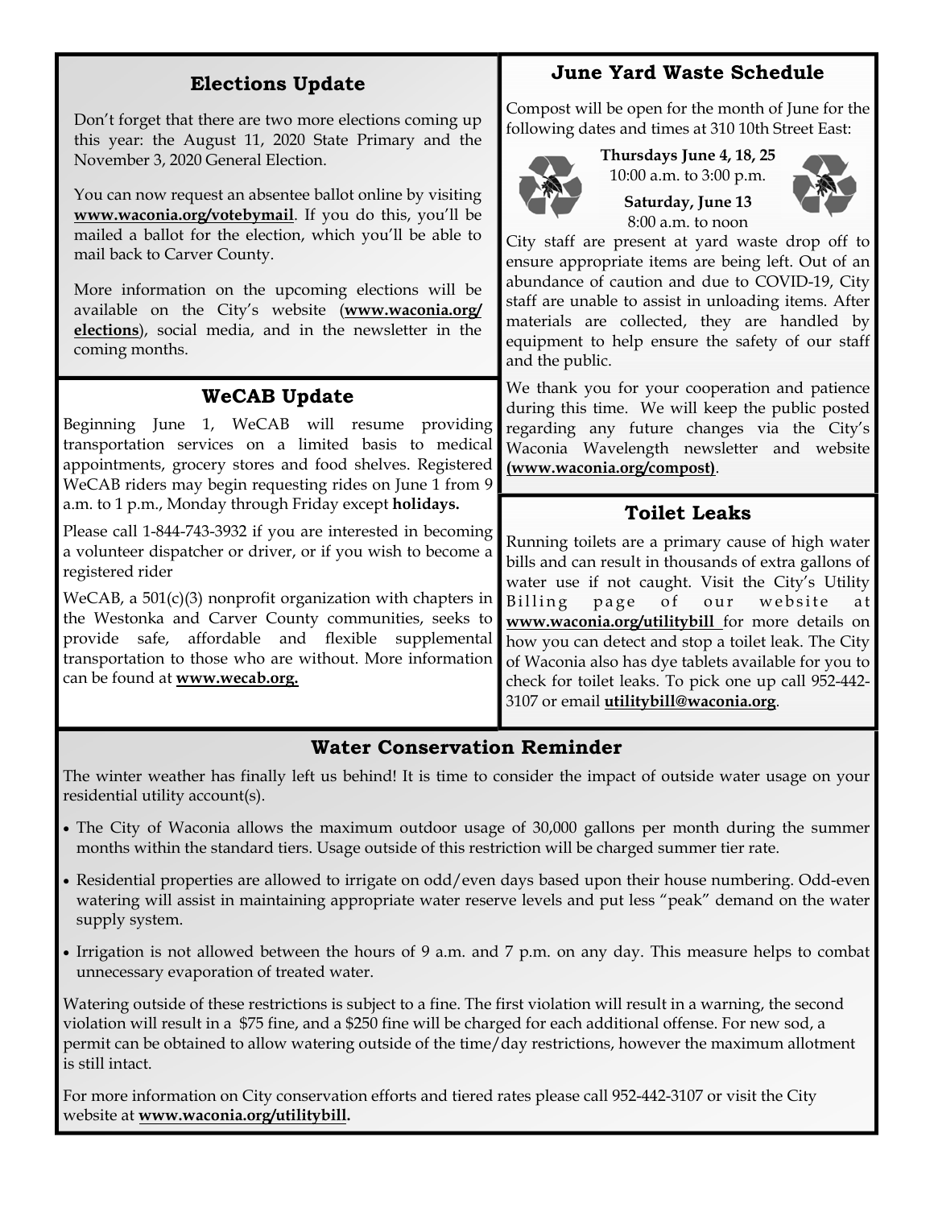## Elections Update

Don't forget that there are two more elections coming up this year: the August 11, 2020 State Primary and the November 3, 2020 General Election.

You can now request an absentee ballot online by visiting **www.waconia.org/votebymail**. If you do this, you'll be mailed a ballot for the election, which you'll be able to mail back to Carver County.

More information on the upcoming elections will be available on the City's website (**www.waconia.org/elections**), social media, and in the newsletter in the coming months.

## WeCAB Update

Beginning June 1, WeCAB will resume providing transportation services on a limited basis to medical appointments, grocery stores and food shelves. Registered WeCAB riders may begin requesting rides on June 1 from 9 a.m. to 1 p.m., Monday through Friday except **holidays.**

Please call 1-844-743-3932 if you are interested in becoming a volunteer dispatcher or driver, or if you wish to become a registered rider

WeCAB, a 501(c)(3) nonprofit organization with chapters in the Westonka and Carver County communities, seeks to provide safe, affordable and flexible supplemental transportation to those who are without. More information can be found at **www.wecab.org.**

## June Yard Waste Schedule

Compost will be open for the month of June for the following dates and times at 310 10th Street East:

**Thursdays June 4, 18, 25**
10:00 a.m. to 3:00 p.m.

**Saturday, June 13**
8:00 a.m. to noon

City staff are present at yard waste drop off to ensure appropriate items are being left. Out of an abundance of caution and due to COVID-19, City staff are unable to assist in unloading items. After materials are collected, they are handled by equipment to help ensure the safety of our staff and the public.

We thank you for your cooperation and patience during this time. We will keep the public posted regarding any future changes via the City's Waconia Wavelength newsletter and website **(www.waconia.org/compost)**.

## Toilet Leaks

Running toilets are a primary cause of high water bills and can result in thousands of extra gallons of water use if not caught. Visit the City's Utility Billing page of our website at **www.waconia.org/utilitybill** for more details on how you can detect and stop a toilet leak. The City of Waconia also has dye tablets available for you to check for toilet leaks. To pick one up call 952-442-3107 or email **utilitybill@waconia.org**.

## Water Conservation Reminder

The winter weather has finally left us behind! It is time to consider the impact of outside water usage on your residential utility account(s).

- The City of Waconia allows the maximum outdoor usage of 30,000 gallons per month during the summer months within the standard tiers. Usage outside of this restriction will be charged summer tier rate.
- Residential properties are allowed to irrigate on odd/even days based upon their house numbering. Odd-even watering will assist in maintaining appropriate water reserve levels and put less "peak" demand on the water supply system.
- Irrigation is not allowed between the hours of 9 a.m. and 7 p.m. on any day. This measure helps to combat unnecessary evaporation of treated water.

Watering outside of these restrictions is subject to a fine. The first violation will result in a warning, the second violation will result in a $75 fine, and a $250 fine will be charged for each additional offense. For new sod, a permit can be obtained to allow watering outside of the time/day restrictions, however the maximum allotment is still intact.

For more information on City conservation efforts and tiered rates please call 952-442-3107 or visit the City website at **www.waconia.org/utilitybill.**